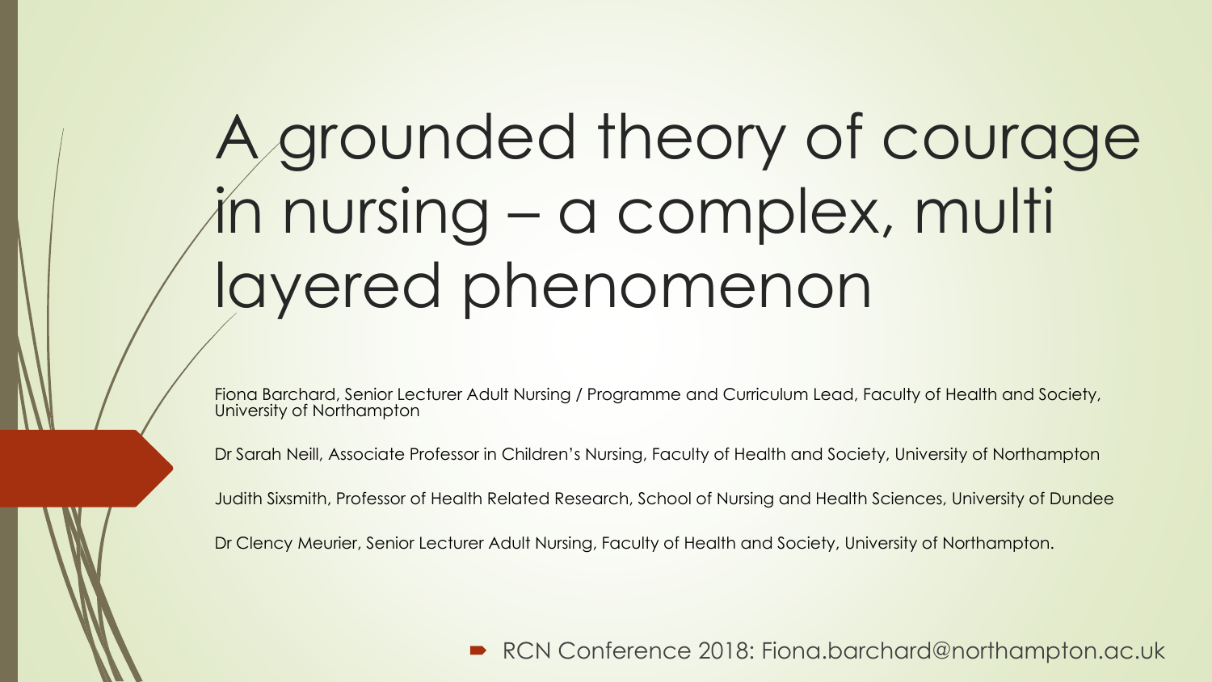# A grounded theory of courage in nursing – a complex, multi layered phenomenon

Fiona Barchard, Senior Lecturer Adult Nursing / Programme and Curriculum Lead, Faculty of Health and Society, University of Northampton

Dr Sarah Neill, Associate Professor in Children's Nursing, Faculty of Health and Society, University of Northampton

Judith Sixsmith, Professor of Health Related Research, School of Nursing and Health Sciences, University of Dundee

Dr Clency Meurier, Senior Lecturer Adult Nursing, Faculty of Health and Society, University of Northampton.

- RCN Conference 2018: Fiona.barchard@northampton.ac.uk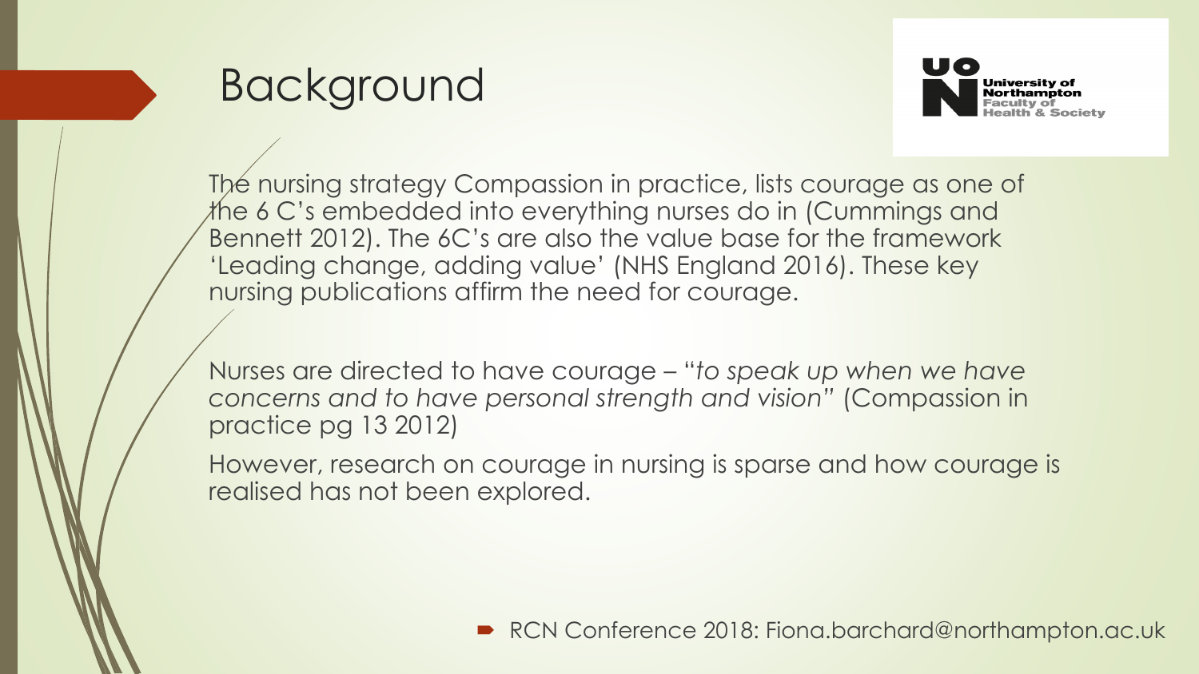# Background

The nursing strategy Compassion in practice, lists courage as one of the 6 C's embedded into everything nurses do in (Cummings and Bennett 2012). The 6C's are also the value base for the framework 'Leading change, adding value' (NHS England 2016). These key nursing publications affirm the need for courage.

Nurses are directed to have courage – "*to speak up when we have concerns and to have personal strength and vision*" (Compassion in practice pg 13 2012)

However, research on courage in nursing is sparse and how courage is realised has not been explored.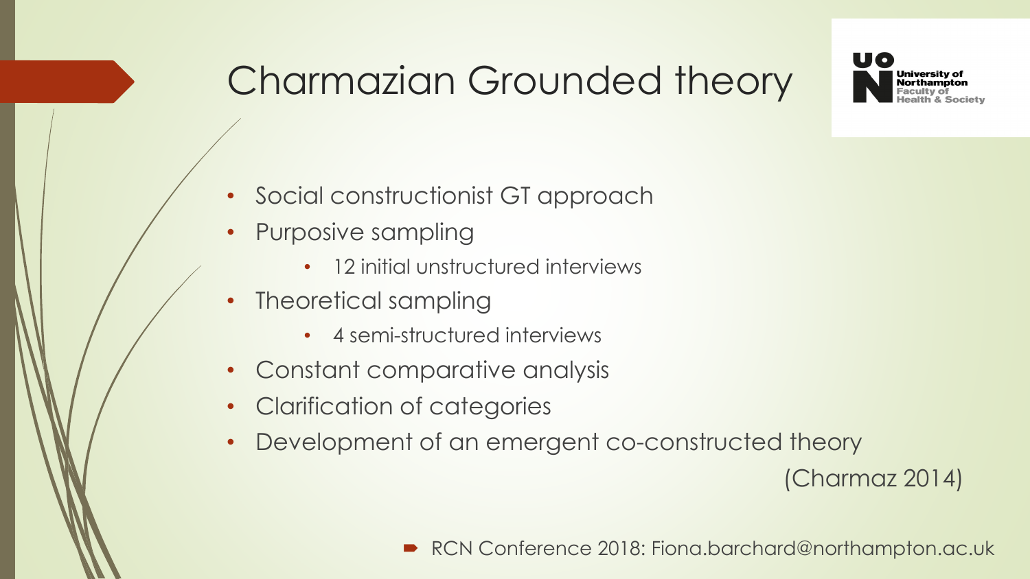# Charmazian Grounded theory

- Social constructionist GT approach
- Purposive sampling
  - 12 initial unstructured interviews
- Theoretical sampling
  - 4 semi-structured interviews
- Constant comparative analysis
- Clarification of categories
- Development of an emergent co-constructed theory

(Charmaz 2014)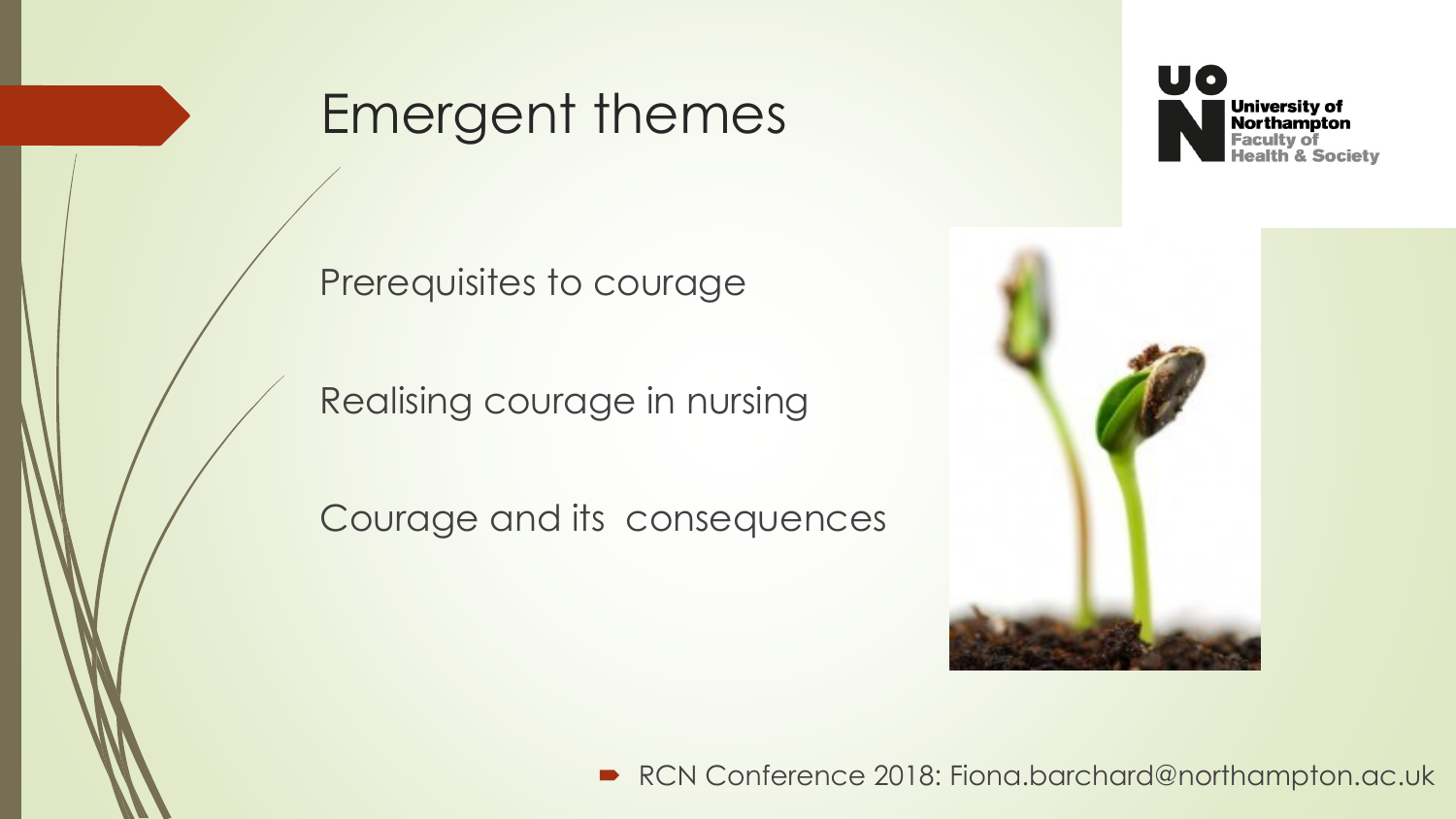# Emergent themes

Prerequisites to courage

Realising courage in nursing

Courage and its consequences

- RCN Conference 2018: Fiona.barchard@northampton.ac.uk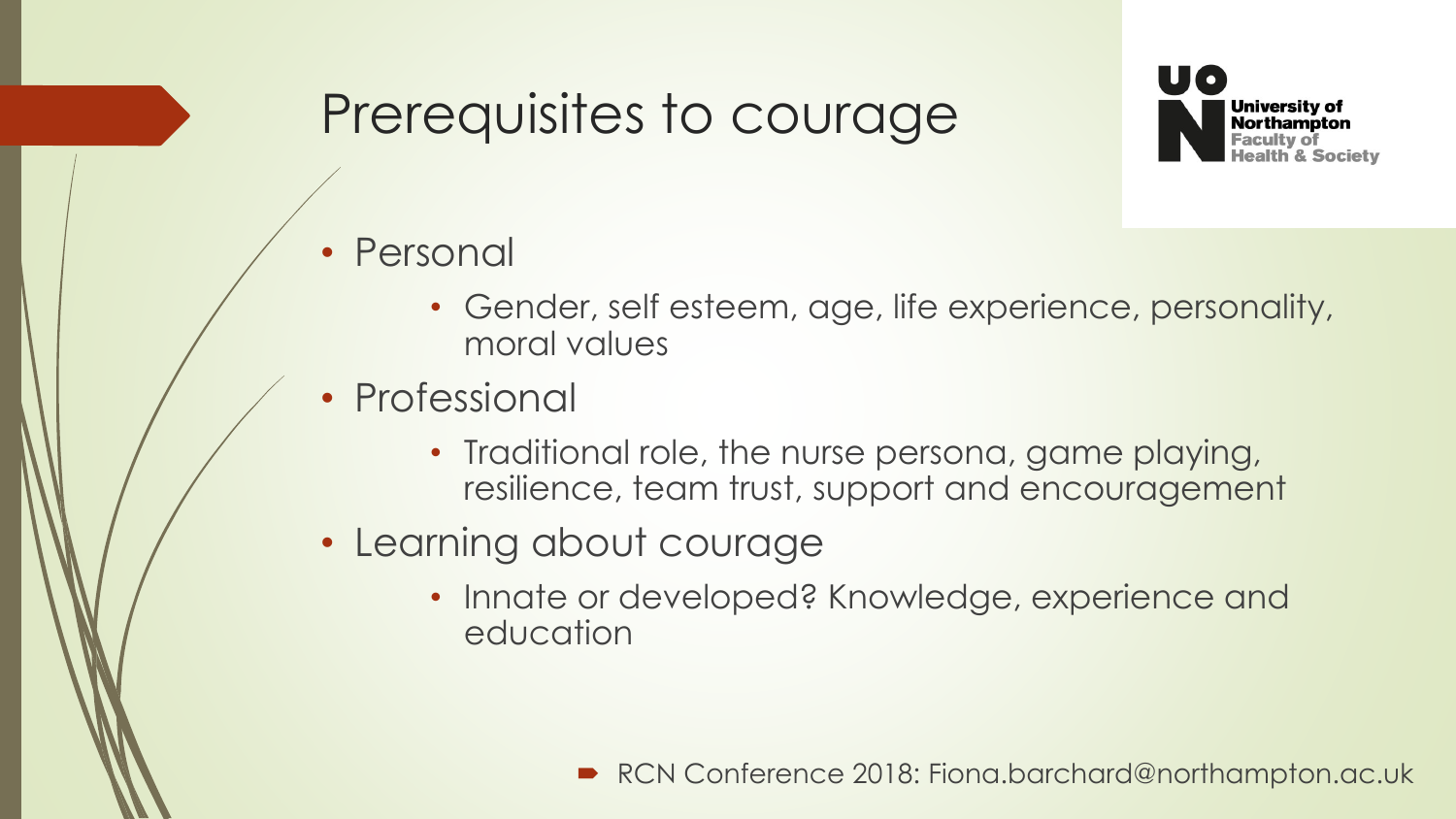# Prerequisites to courage

- Personal
  - Gender, self esteem, age, life experience, personality, moral values
- Professional
  - Traditional role, the nurse persona, game playing, resilience, team trust, support and encouragement
- Learning about courage
  - Innate or developed? Knowledge, experience and education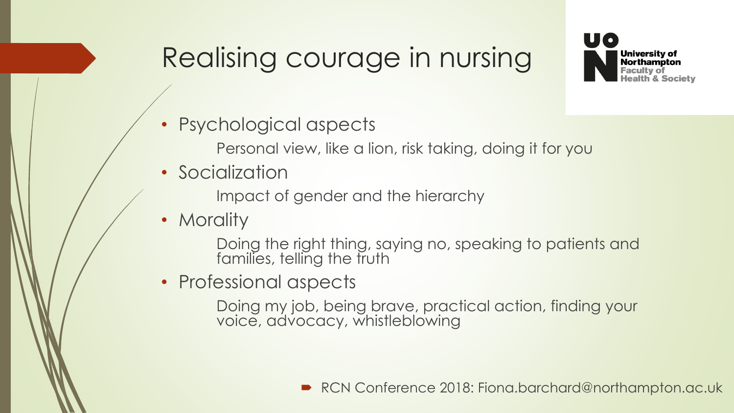# Realising courage in nursing

University of Northampton Faculty of Health & Society

- Psychological aspects

  Personal view, like a lion, risk taking, doing it for you

- Socialization

  Impact of gender and the hierarchy

- Morality

  Doing the right thing, saying no, speaking to patients and families, telling the truth

- Professional aspects

  Doing my job, being brave, practical action, finding your voice, advocacy, whistleblowing

RCN Conference 2018: Fiona.barchard@northampton.ac.uk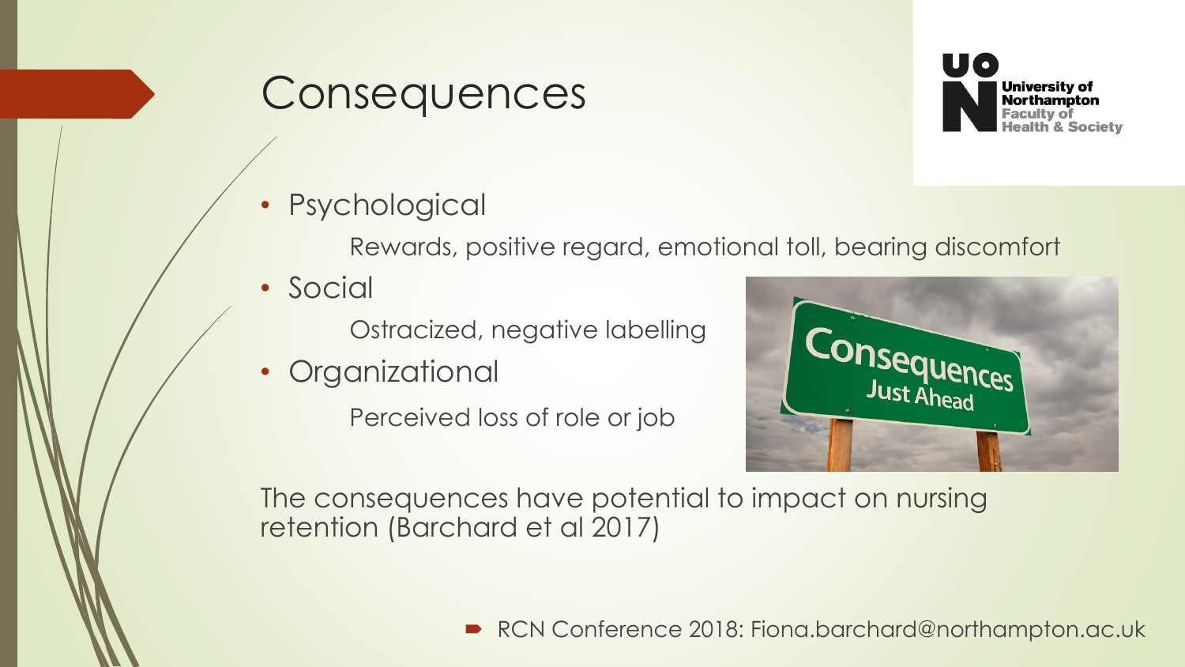# Consequences

- Psychological

  Rewards, positive regard, emotional toll, bearing discomfort

- Social

  Ostracized, negative labelling

- Organizational

  Perceived loss of role or job

The consequences have potential to impact on nursing retention (Barchard et al 2017)

RCN Conference 2018: Fiona.barchard@northampton.ac.uk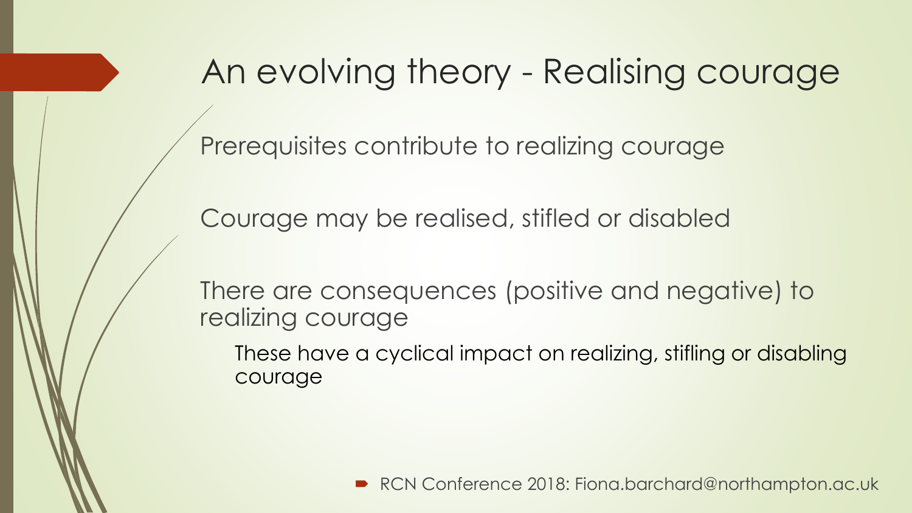# An evolving theory - Realising courage

Prerequisites contribute to realizing courage

Courage may be realised, stifled or disabled

There are consequences (positive and negative) to realizing courage

- These have a cyclical impact on realizing, stifling or disabling courage

RCN Conference 2018: Fiona.barchard@northampton.ac.uk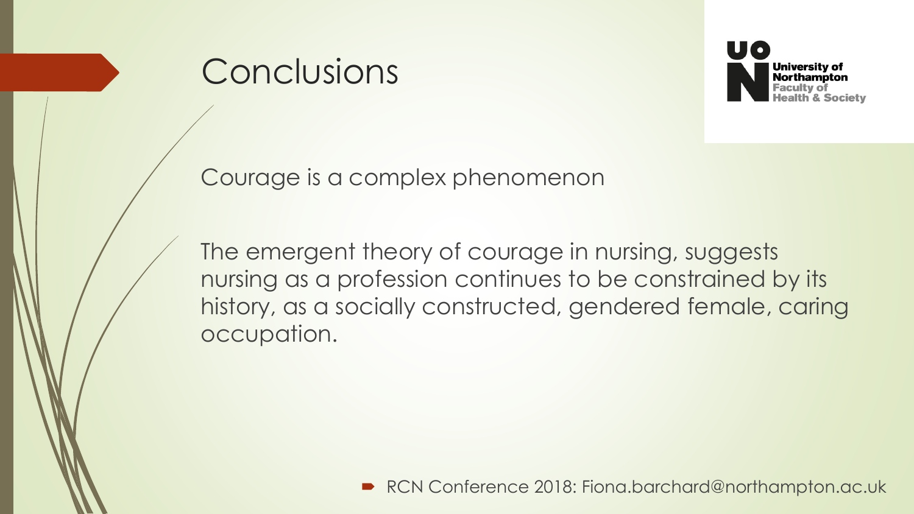# Conclusions

University of Northampton
Faculty of Health & Society

Courage is a complex phenomenon

The emergent theory of courage in nursing, suggests nursing as a profession continues to be constrained by its history, as a socially constructed, gendered female, caring occupation.

- RCN Conference 2018: Fiona.barchard@northampton.ac.uk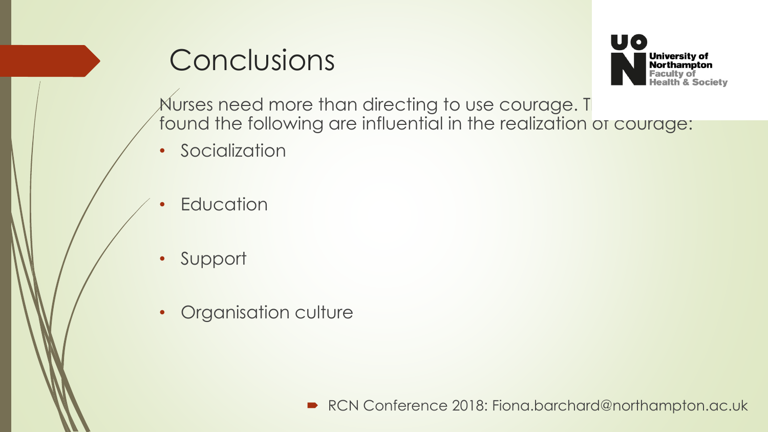# Conclusions

Nurses need more than directing to use courage. T[...] found the following are influential in the realization of courage:

- Socialization
- Education
- Support
- Organisation culture

RCN Conference 2018: Fiona.barchard@northampton.ac.uk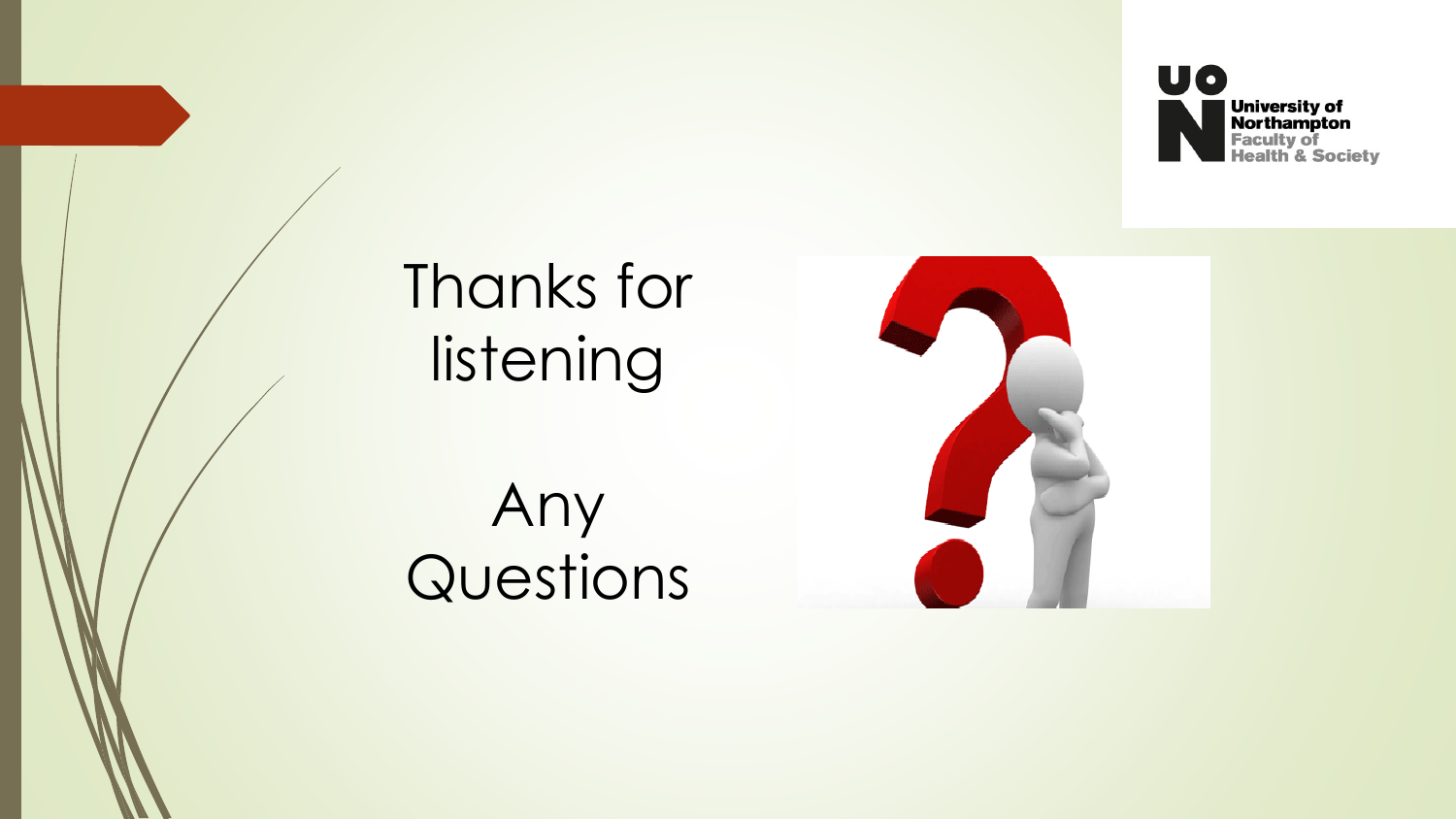Thanks for listening

Any Questions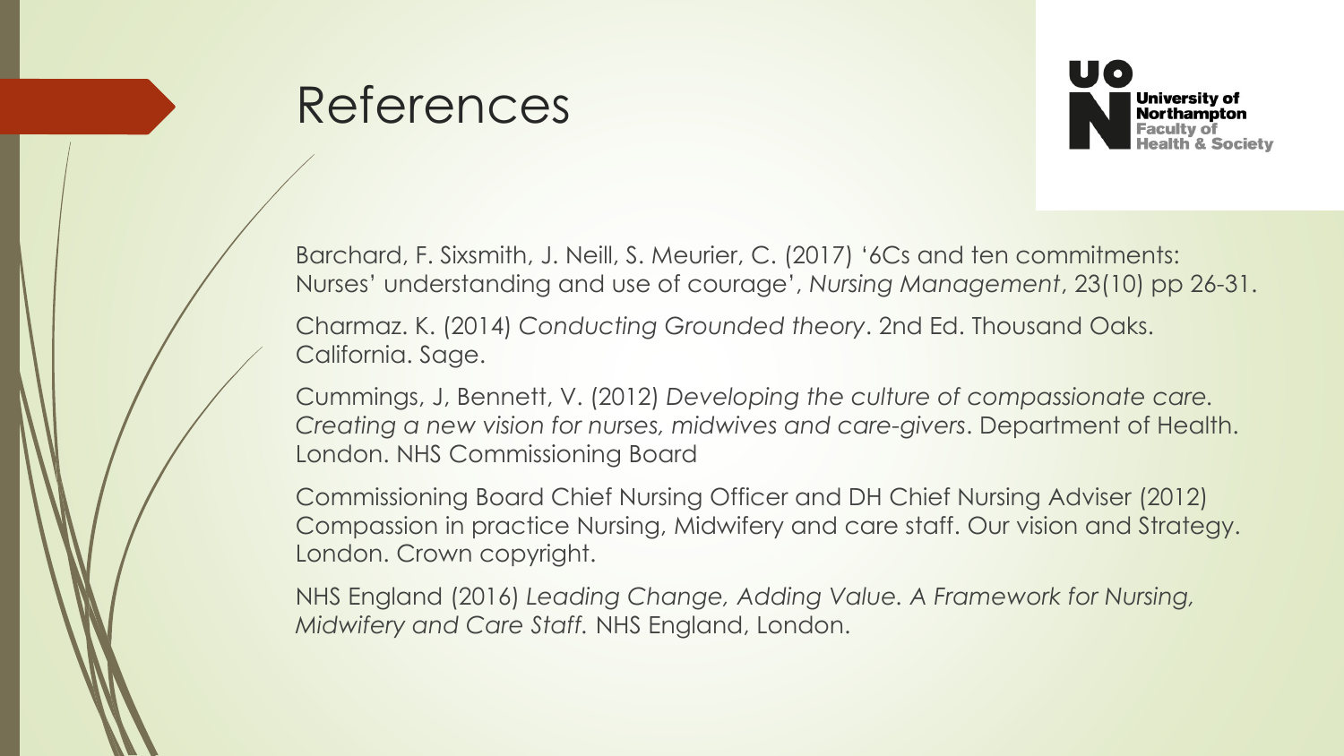# References

Barchard, F. Sixsmith, J. Neill, S. Meurier, C. (2017) '6Cs and ten commitments: Nurses' understanding and use of courage', *Nursing Management*, 23(10) pp 26-31.

Charmaz. K. (2014) *Conducting Grounded theory*. 2nd Ed. Thousand Oaks. California. Sage.

Cummings, J, Bennett, V. (2012) *Developing the culture of compassionate care. Creating a new vision for nurses, midwives and care-givers*. Department of Health. London. NHS Commissioning Board

Commissioning Board Chief Nursing Officer and DH Chief Nursing Adviser (2012) Compassion in practice Nursing, Midwifery and care staff. Our vision and Strategy. London. Crown copyright.

NHS England (2016) *Leading Change, Adding Value. A Framework for Nursing, Midwifery and Care Staff.* NHS England, London.